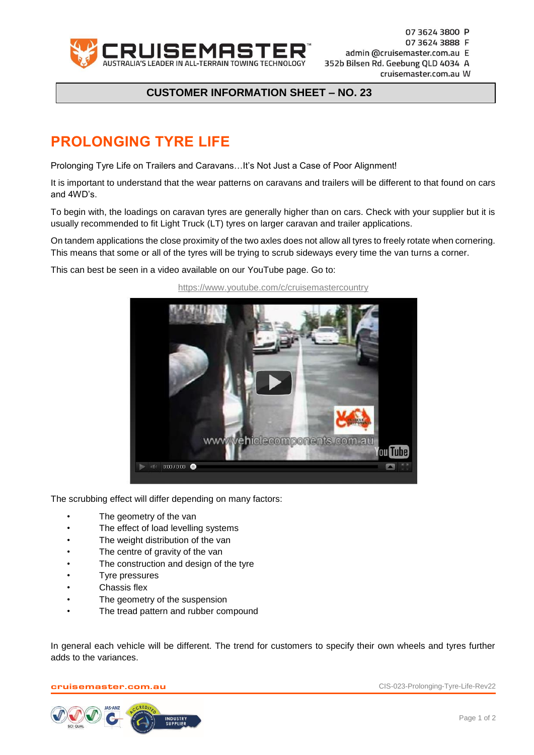CRUISEMASTER™
AUSTRALIA'S LEADER IN ALL-TERRAIN TOWING TECHNOLOGY

07 3624 3800 P
07 3624 3888 F
admin @cruisemaster.com.au E
352b Bilsen Rd. Geebung QLD 4034 A
cruisemaster.com.au W

**CUSTOMER INFORMATION SHEET – NO. 23**

# PROLONGING TYRE LIFE

Prolonging Tyre Life on Trailers and Caravans…It's Not Just a Case of Poor Alignment!

It is important to understand that the wear patterns on caravans and trailers will be different to that found on cars and 4WD's.

To begin with, the loadings on caravan tyres are generally higher than on cars. Check with your supplier but it is usually recommended to fit Light Truck (LT) tyres on larger caravan and trailer applications.

On tandem applications the close proximity of the two axles does not allow all tyres to freely rotate when cornering. This means that some or all of the tyres will be trying to scrub sideways every time the van turns a corner.

This can best be seen in a video available on our YouTube page. Go to:

https://www.youtube.com/c/cruisemastercountry

The scrubbing effect will differ depending on many factors:

- The geometry of the van
- The effect of load levelling systems
- The weight distribution of the van
- The centre of gravity of the van
- The construction and design of the tyre
- Tyre pressures
- Chassis flex
- The geometry of the suspension
- The tread pattern and rubber compound

In general each vehicle will be different. The trend for customers to specify their own wheels and tyres further adds to the variances.

cruisemaster.com.au CIS-023-Prolonging-Tyre-Life-Rev22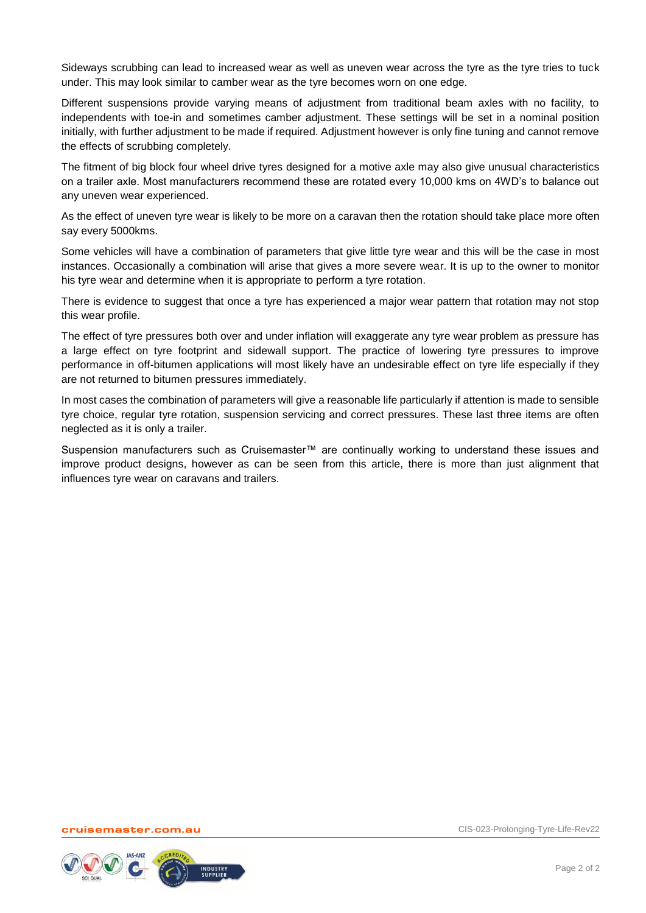Sideways scrubbing can lead to increased wear as well as uneven wear across the tyre as the tyre tries to tuck under. This may look similar to camber wear as the tyre becomes worn on one edge.

Different suspensions provide varying means of adjustment from traditional beam axles with no facility, to independents with toe-in and sometimes camber adjustment. These settings will be set in a nominal position initially, with further adjustment to be made if required. Adjustment however is only fine tuning and cannot remove the effects of scrubbing completely.

The fitment of big block four wheel drive tyres designed for a motive axle may also give unusual characteristics on a trailer axle. Most manufacturers recommend these are rotated every 10,000 kms on 4WD's to balance out any uneven wear experienced.

As the effect of uneven tyre wear is likely to be more on a caravan then the rotation should take place more often say every 5000kms.

Some vehicles will have a combination of parameters that give little tyre wear and this will be the case in most instances. Occasionally a combination will arise that gives a more severe wear. It is up to the owner to monitor his tyre wear and determine when it is appropriate to perform a tyre rotation.

There is evidence to suggest that once a tyre has experienced a major wear pattern that rotation may not stop this wear profile.

The effect of tyre pressures both over and under inflation will exaggerate any tyre wear problem as pressure has a large effect on tyre footprint and sidewall support. The practice of lowering tyre pressures to improve performance in off-bitumen applications will most likely have an undesirable effect on tyre life especially if they are not returned to bitumen pressures immediately.

In most cases the combination of parameters will give a reasonable life particularly if attention is made to sensible tyre choice, regular tyre rotation, suspension servicing and correct pressures. These last three items are often neglected as it is only a trailer.

Suspension manufacturers such as Cruisemaster™ are continually working to understand these issues and improve product designs, however as can be seen from this article, there is more than just alignment that influences tyre wear on caravans and trailers.